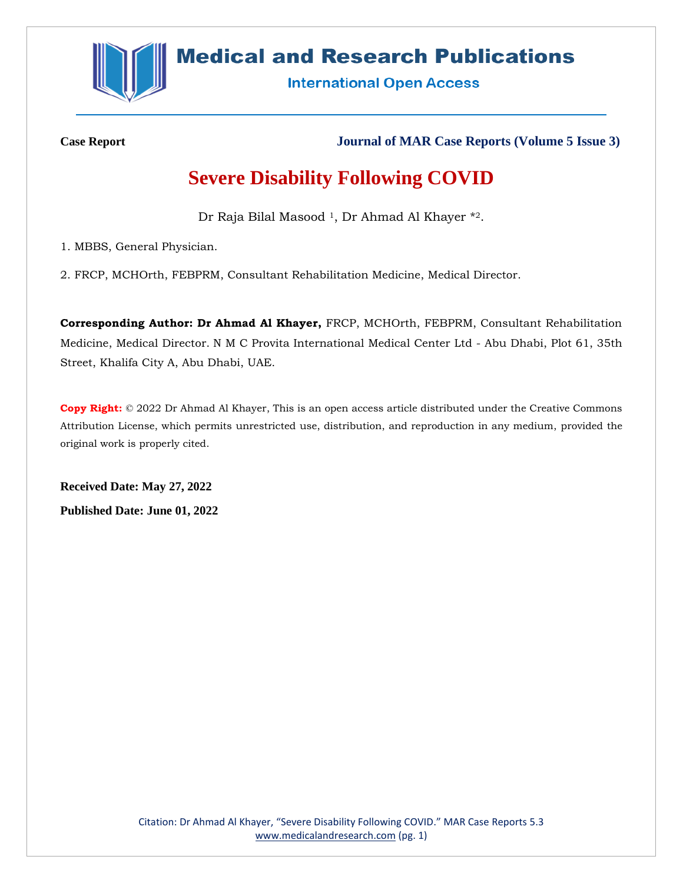**Case Report**

**Journal of MAR Case Reports (Volume 5 Issue 3)**

# Severe Disability Following COVID

Dr Raja Bilal Masood [1], Dr Ahmad Al Khayer *[2].

1. MBBS, General Physician.

2. FRCP, MCHOrth, FEBPRM, Consultant Rehabilitation Medicine, Medical Director.

**Corresponding Author: Dr Ahmad Al Khayer,** FRCP, MCHOrth, FEBPRM, Consultant Rehabilitation Medicine, Medical Director. N M C Provita International Medical Center Ltd - Abu Dhabi, Plot 61, 35th Street, Khalifa City A, Abu Dhabi, UAE.

**Copy Right:** © 2022 Dr Ahmad Al Khayer, This is an open access article distributed under the Creative Commons Attribution License, which permits unrestricted use, distribution, and reproduction in any medium, provided the original work is properly cited.

**Received Date: May 27, 2022**

**Published Date: June 01, 2022**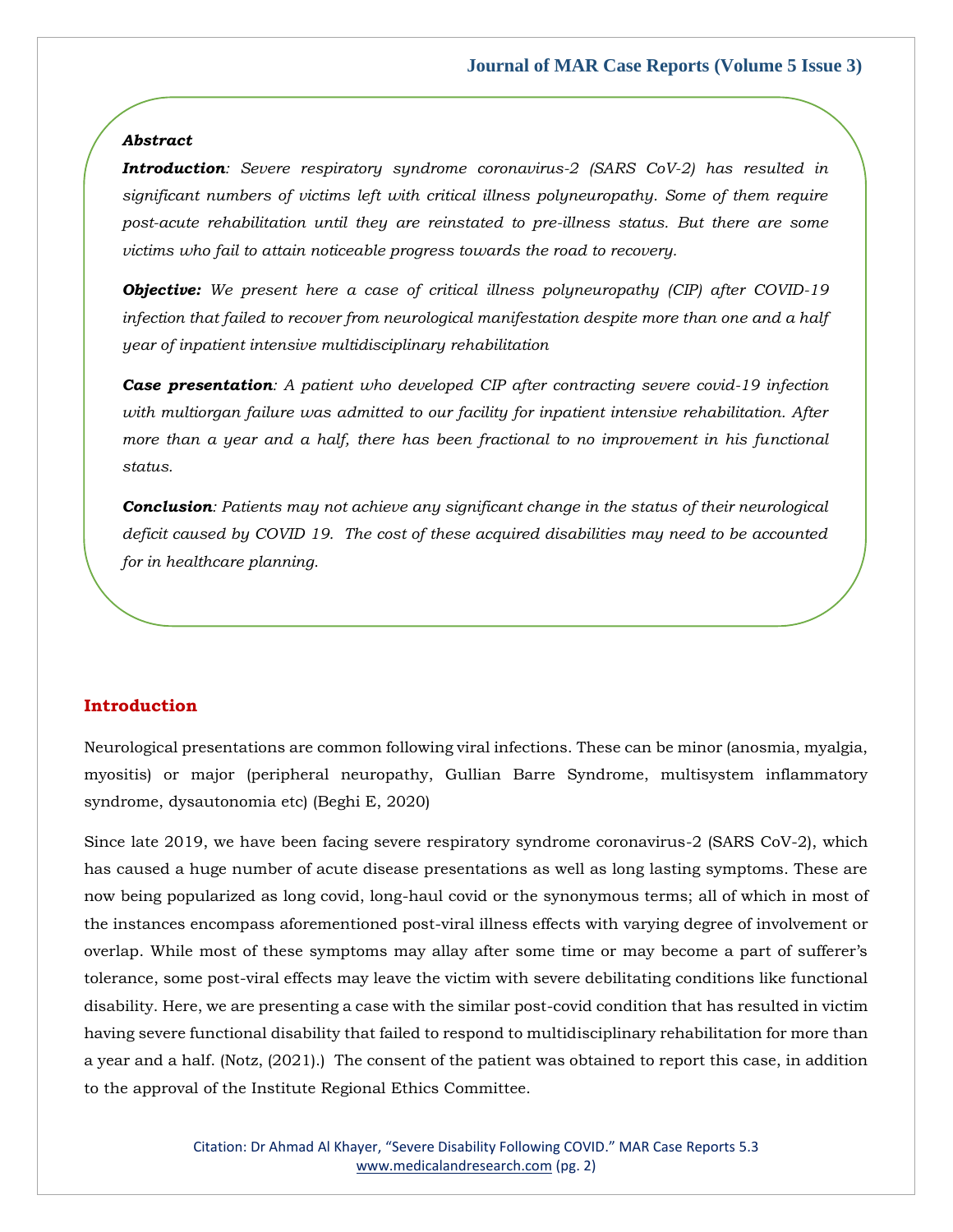***Abstract***

***Introduction****: Severe respiratory syndrome coronavirus-2 (SARS CoV-2) has resulted in significant numbers of victims left with critical illness polyneuropathy. Some of them require post-acute rehabilitation until they are reinstated to pre-illness status. But there are some victims who fail to attain noticeable progress towards the road to recovery.*

***Objective:*** *We present here a case of critical illness polyneuropathy (CIP) after COVID-19 infection that failed to recover from neurological manifestation despite more than one and a half year of inpatient intensive multidisciplinary rehabilitation*

***Case presentation****: A patient who developed CIP after contracting severe covid-19 infection with multiorgan failure was admitted to our facility for inpatient intensive rehabilitation. After more than a year and a half, there has been fractional to no improvement in his functional status.*

***Conclusion****: Patients may not achieve any significant change in the status of their neurological deficit caused by COVID 19. The cost of these acquired disabilities may need to be accounted for in healthcare planning.*

## Introduction

Neurological presentations are common following viral infections. These can be minor (anosmia, myalgia, myositis) or major (peripheral neuropathy, Gullian Barre Syndrome, multisystem inflammatory syndrome, dysautonomia etc) (Beghi E, 2020)

Since late 2019, we have been facing severe respiratory syndrome coronavirus-2 (SARS CoV-2), which has caused a huge number of acute disease presentations as well as long lasting symptoms. These are now being popularized as long covid, long-haul covid or the synonymous terms; all of which in most of the instances encompass aforementioned post-viral illness effects with varying degree of involvement or overlap. While most of these symptoms may allay after some time or may become a part of sufferer's tolerance, some post-viral effects may leave the victim with severe debilitating conditions like functional disability. Here, we are presenting a case with the similar post-covid condition that has resulted in victim having severe functional disability that failed to respond to multidisciplinary rehabilitation for more than a year and a half. (Notz, (2021).) The consent of the patient was obtained to report this case, in addition to the approval of the Institute Regional Ethics Committee.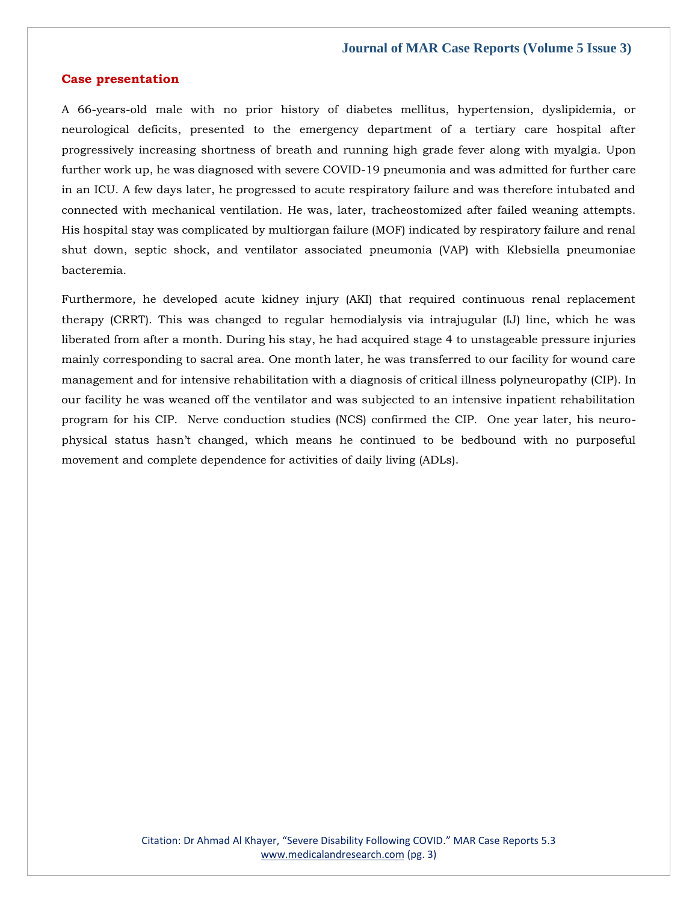## Case presentation

A 66-years-old male with no prior history of diabetes mellitus, hypertension, dyslipidemia, or neurological deficits, presented to the emergency department of a tertiary care hospital after progressively increasing shortness of breath and running high grade fever along with myalgia. Upon further work up, he was diagnosed with severe COVID-19 pneumonia and was admitted for further care in an ICU. A few days later, he progressed to acute respiratory failure and was therefore intubated and connected with mechanical ventilation. He was, later, tracheostomized after failed weaning attempts. His hospital stay was complicated by multiorgan failure (MOF) indicated by respiratory failure and renal shut down, septic shock, and ventilator associated pneumonia (VAP) with Klebsiella pneumoniae bacteremia.

Furthermore, he developed acute kidney injury (AKI) that required continuous renal replacement therapy (CRRT). This was changed to regular hemodialysis via intrajugular (IJ) line, which he was liberated from after a month. During his stay, he had acquired stage 4 to unstageable pressure injuries mainly corresponding to sacral area. One month later, he was transferred to our facility for wound care management and for intensive rehabilitation with a diagnosis of critical illness polyneuropathy (CIP). In our facility he was weaned off the ventilator and was subjected to an intensive inpatient rehabilitation program for his CIP. Nerve conduction studies (NCS) confirmed the CIP. One year later, his neuro-physical status hasn't changed, which means he continued to be bedbound with no purposeful movement and complete dependence for activities of daily living (ADLs).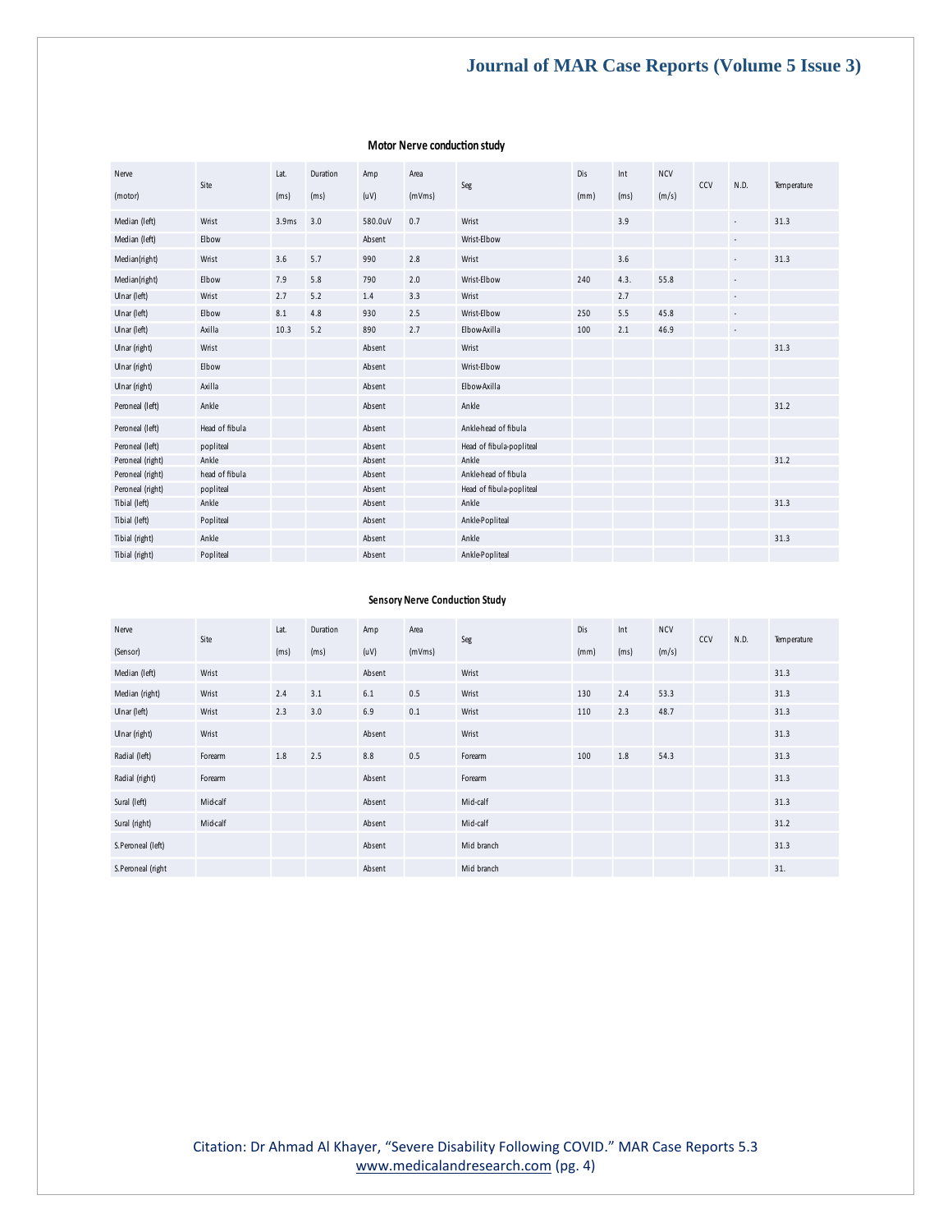**Motor Nerve conduction study**

| Nerve (motor) | Site | Lat. (ms) | Duration (ms) | Amp (uV) | Area (mVms) | Seg | Dis (mm) | Int (ms) | NCV (m/s) | CCV | N.D. | Temperature |
|---|---|---|---|---|---|---|---|---|---|---|---|---|
| Median (left) | Wrist | 3.9ms | 3.0 | 580.0uV | 0.7 | Wrist | | 3.9 | | | - | 31.3 |
| Median (left) | Elbow | | | Absent | | Wrist-Elbow | | | | | - | |
| Median(right) | Wrist | 3.6 | 5.7 | 990 | 2.8 | Wrist | | 3.6 | | | - | 31.3 |
| Median(right) | Elbow | 7.9 | 5.8 | 790 | 2.0 | Wrist-Elbow | 240 | 4.3. | 55.8 | | - | |
| Ulnar (left) | Wrist | 2.7 | 5.2 | 1.4 | 3.3 | Wrist | | 2.7 | | | - | |
| Ulnar (left) | Elbow | 8.1 | 4.8 | 930 | 2.5 | Wrist-Elbow | 250 | 5.5 | 45.8 | | - | |
| Ulnar (left) | Axilla | 10.3 | 5.2 | 890 | 2.7 | Elbow-Axilla | 100 | 2.1 | 46.9 | | - | |
| Ulnar (right) | Wrist | | | Absent | | Wrist | | | | | | 31.3 |
| Ulnar (right) | Elbow | | | Absent | | Wrist-Elbow | | | | | | |
| Ulnar (right) | Axilla | | | Absent | | Elbow-Axilla | | | | | | |
| Peroneal (left) | Ankle | | | Absent | | Ankle | | | | | | 31.2 |
| Peroneal (left) | Head of fibula | | | Absent | | Ankle-head of fibula | | | | | | |
| Peroneal (left) | popliteal | | | Absent | | Head of fibula-popliteal | | | | | | |
| Peroneal (right) | Ankle | | | Absent | | Ankle | | | | | | 31.2 |
| Peroneal (right) | head of fibula | | | Absent | | Ankle-head of fibula | | | | | | |
| Peroneal (right) | popliteal | | | Absent | | Head of fibula-popliteal | | | | | | |
| Tibial (left) | Ankle | | | Absent | | Ankle | | | | | | 31.3 |
| Tibial (left) | Popliteal | | | Absent | | Ankle-Popliteal | | | | | | |
| Tibial (right) | Ankle | | | Absent | | Ankle | | | | | | 31.3 |
| Tibial (right) | Popliteal | | | Absent | | Ankle-Popliteal | | | | | | |

**Sensory Nerve Conduction Study**

| Nerve (Sensor) | Site | Lat. (ms) | Duration (ms) | Amp (uV) | Area (mVms) | Seg | Dis (mm) | Int (ms) | NCV (m/s) | CCV | N.D. | Temperature |
|---|---|---|---|---|---|---|---|---|---|---|---|---|
| Median (left) | Wrist | | | Absent | | Wrist | | | | | | 31.3 |
| Median (right) | Wrist | 2.4 | 3.1 | 6.1 | 0.5 | Wrist | 130 | 2.4 | 53.3 | | | 31.3 |
| Ulnar (left) | Wrist | 2.3 | 3.0 | 6.9 | 0.1 | Wrist | 110 | 2.3 | 48.7 | | | 31.3 |
| Ulnar (right) | Wrist | | | Absent | | Wrist | | | | | | 31.3 |
| Radial (left) | Forearm | 1.8 | 2.5 | 8.8 | 0.5 | Forearm | 100 | 1.8 | 54.3 | | | 31.3 |
| Radial (right) | Forearm | | | Absent | | Forearm | | | | | | 31.3 |
| Sural (left) | Mid-calf | | | Absent | | Mid-calf | | | | | | 31.3 |
| Sural (right) | Mid-calf | | | Absent | | Mid-calf | | | | | | 31.2 |
| S.Peroneal (left) | | | | Absent | | Mid branch | | | | | | 31.3 |
| S.Peroneal (right | | | | Absent | | Mid branch | | | | | | 31. |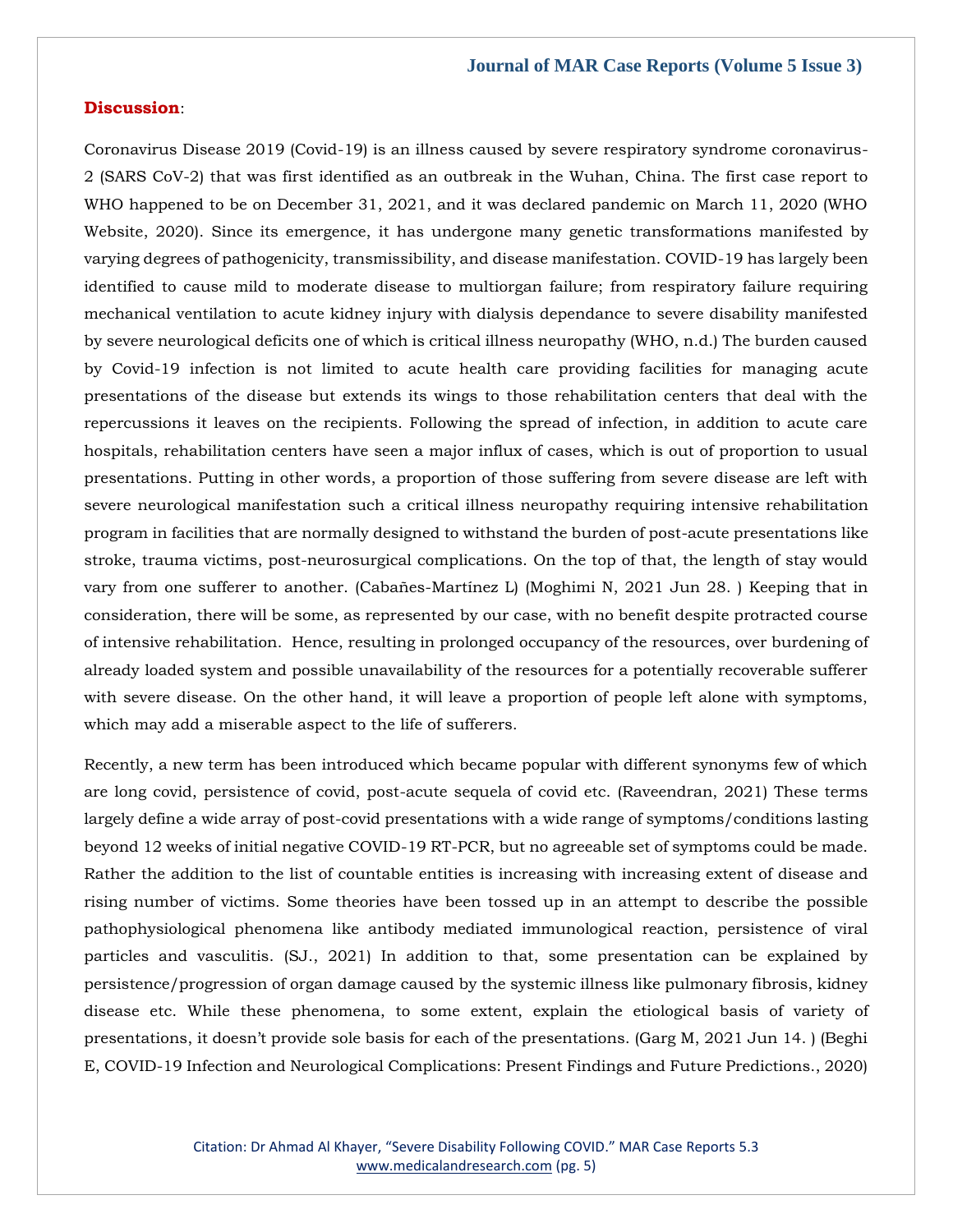**Discussion**:

Coronavirus Disease 2019 (Covid-19) is an illness caused by severe respiratory syndrome coronavirus-2 (SARS CoV-2) that was first identified as an outbreak in the Wuhan, China. The first case report to WHO happened to be on December 31, 2021, and it was declared pandemic on March 11, 2020 (WHO Website, 2020). Since its emergence, it has undergone many genetic transformations manifested by varying degrees of pathogenicity, transmissibility, and disease manifestation. COVID-19 has largely been identified to cause mild to moderate disease to multiorgan failure; from respiratory failure requiring mechanical ventilation to acute kidney injury with dialysis dependance to severe disability manifested by severe neurological deficits one of which is critical illness neuropathy (WHO, n.d.) The burden caused by Covid-19 infection is not limited to acute health care providing facilities for managing acute presentations of the disease but extends its wings to those rehabilitation centers that deal with the repercussions it leaves on the recipients. Following the spread of infection, in addition to acute care hospitals, rehabilitation centers have seen a major influx of cases, which is out of proportion to usual presentations. Putting in other words, a proportion of those suffering from severe disease are left with severe neurological manifestation such a critical illness neuropathy requiring intensive rehabilitation program in facilities that are normally designed to withstand the burden of post-acute presentations like stroke, trauma victims, post-neurosurgical complications. On the top of that, the length of stay would vary from one sufferer to another. (Cabañes-Martínez L) (Moghimi N, 2021 Jun 28. ) Keeping that in consideration, there will be some, as represented by our case, with no benefit despite protracted course of intensive rehabilitation. Hence, resulting in prolonged occupancy of the resources, over burdening of already loaded system and possible unavailability of the resources for a potentially recoverable sufferer with severe disease. On the other hand, it will leave a proportion of people left alone with symptoms, which may add a miserable aspect to the life of sufferers.

Recently, a new term has been introduced which became popular with different synonyms few of which are long covid, persistence of covid, post-acute sequela of covid etc. (Raveendran, 2021) These terms largely define a wide array of post-covid presentations with a wide range of symptoms/conditions lasting beyond 12 weeks of initial negative COVID-19 RT-PCR, but no agreeable set of symptoms could be made. Rather the addition to the list of countable entities is increasing with increasing extent of disease and rising number of victims. Some theories have been tossed up in an attempt to describe the possible pathophysiological phenomena like antibody mediated immunological reaction, persistence of viral particles and vasculitis. (SJ., 2021) In addition to that, some presentation can be explained by persistence/progression of organ damage caused by the systemic illness like pulmonary fibrosis, kidney disease etc. While these phenomena, to some extent, explain the etiological basis of variety of presentations, it doesn't provide sole basis for each of the presentations. (Garg M, 2021 Jun 14. ) (Beghi E, COVID-19 Infection and Neurological Complications: Present Findings and Future Predictions., 2020)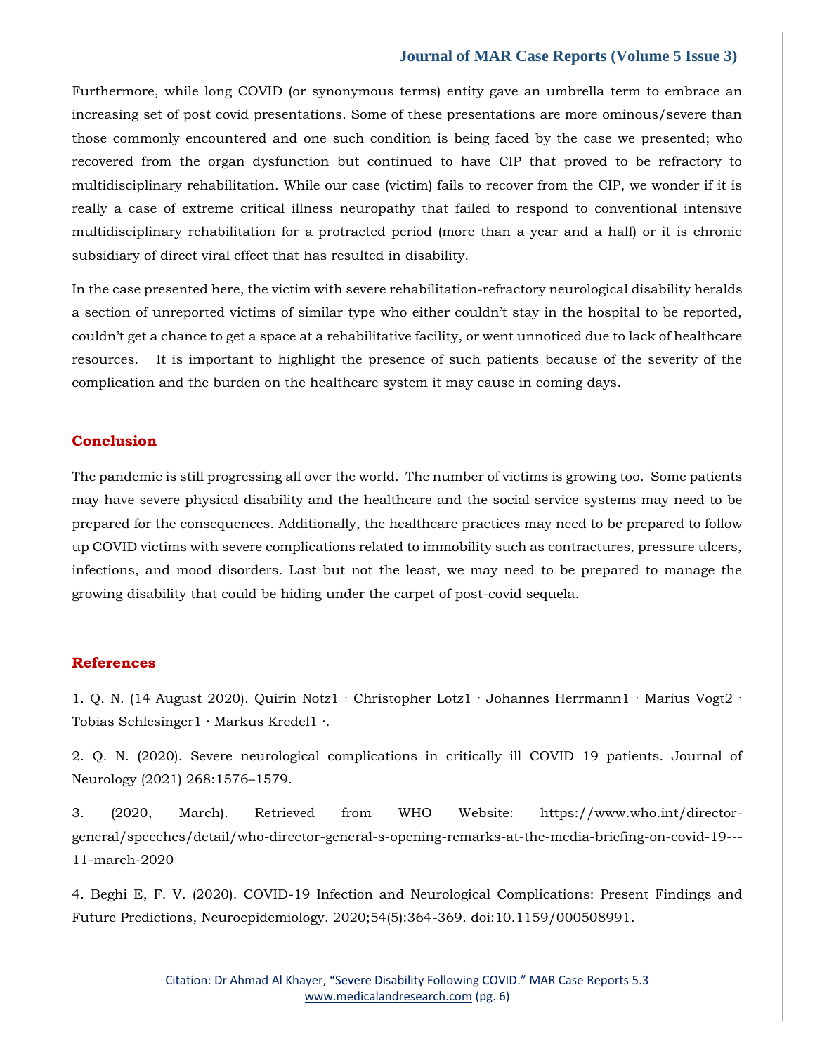Furthermore, while long COVID (or synonymous terms) entity gave an umbrella term to embrace an increasing set of post covid presentations. Some of these presentations are more ominous/severe than those commonly encountered and one such condition is being faced by the case we presented; who recovered from the organ dysfunction but continued to have CIP that proved to be refractory to multidisciplinary rehabilitation. While our case (victim) fails to recover from the CIP, we wonder if it is really a case of extreme critical illness neuropathy that failed to respond to conventional intensive multidisciplinary rehabilitation for a protracted period (more than a year and a half) or it is chronic subsidiary of direct viral effect that has resulted in disability.

In the case presented here, the victim with severe rehabilitation-refractory neurological disability heralds a section of unreported victims of similar type who either couldn't stay in the hospital to be reported, couldn't get a chance to get a space at a rehabilitative facility, or went unnoticed due to lack of healthcare resources. It is important to highlight the presence of such patients because of the severity of the complication and the burden on the healthcare system it may cause in coming days.

## Conclusion

The pandemic is still progressing all over the world. The number of victims is growing too. Some patients may have severe physical disability and the healthcare and the social service systems may need to be prepared for the consequences. Additionally, the healthcare practices may need to be prepared to follow up COVID victims with severe complications related to immobility such as contractures, pressure ulcers, infections, and mood disorders. Last but not the least, we may need to be prepared to manage the growing disability that could be hiding under the carpet of post-covid sequela.

## References

1. Q. N. (14 August 2020). Quirin Notz1 · Christopher Lotz1 · Johannes Herrmann1 · Marius Vogt2 · Tobias Schlesinger1 · Markus Kredel1 ·.

2. Q. N. (2020). Severe neurological complications in critically ill COVID 19 patients. Journal of Neurology (2021) 268:1576–1579.

3. (2020, March). Retrieved from WHO Website: https://www.who.int/director-general/speeches/detail/who-director-general-s-opening-remarks-at-the-media-briefing-on-covid-19---11-march-2020

4. Beghi E, F. V. (2020). COVID-19 Infection and Neurological Complications: Present Findings and Future Predictions, Neuroepidemiology. 2020;54(5):364-369. doi:10.1159/000508991.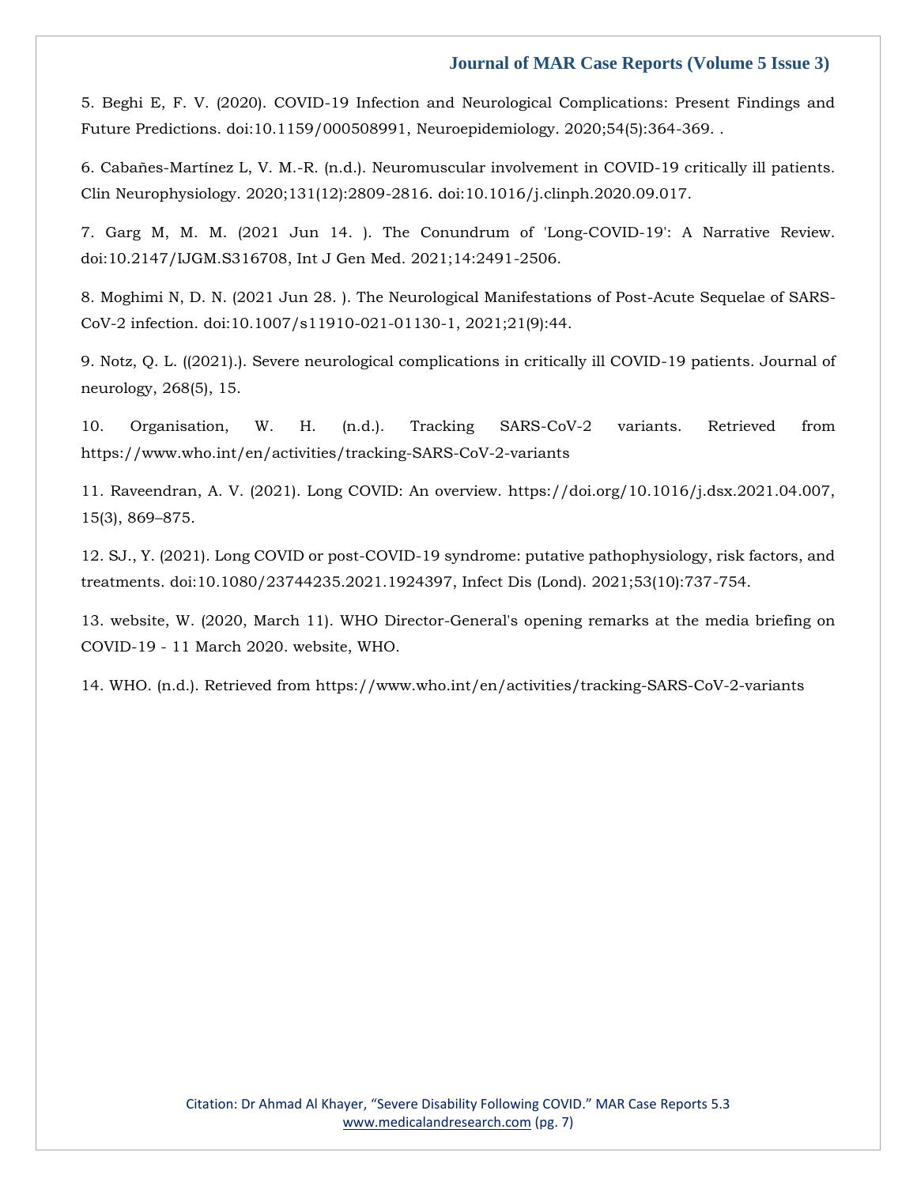5. Beghi E, F. V. (2020). COVID-19 Infection and Neurological Complications: Present Findings and Future Predictions. doi:10.1159/000508991, Neuroepidemiology. 2020;54(5):364-369. .

6. Cabañes-Martínez L, V. M.-R. (n.d.). Neuromuscular involvement in COVID-19 critically ill patients. Clin Neurophysiology. 2020;131(12):2809-2816. doi:10.1016/j.clinph.2020.09.017.

7. Garg M, M. M. (2021 Jun 14. ). The Conundrum of 'Long-COVID-19': A Narrative Review. doi:10.2147/IJGM.S316708, Int J Gen Med. 2021;14:2491-2506.

8. Moghimi N, D. N. (2021 Jun 28. ). The Neurological Manifestations of Post-Acute Sequelae of SARS-CoV-2 infection. doi:10.1007/s11910-021-01130-1, 2021;21(9):44.

9. Notz, Q. L. ((2021).). Severe neurological complications in critically ill COVID-19 patients. Journal of neurology, 268(5), 15.

10. Organisation, W. H. (n.d.). Tracking SARS-CoV-2 variants. Retrieved from https://www.who.int/en/activities/tracking-SARS-CoV-2-variants

11. Raveendran, A. V. (2021). Long COVID: An overview. https://doi.org/10.1016/j.dsx.2021.04.007, 15(3), 869–875.

12. SJ., Y. (2021). Long COVID or post-COVID-19 syndrome: putative pathophysiology, risk factors, and treatments. doi:10.1080/23744235.2021.1924397, Infect Dis (Lond). 2021;53(10):737-754.

13. website, W. (2020, March 11). WHO Director-General's opening remarks at the media briefing on COVID-19 - 11 March 2020. website, WHO.

14. WHO. (n.d.). Retrieved from https://www.who.int/en/activities/tracking-SARS-CoV-2-variants